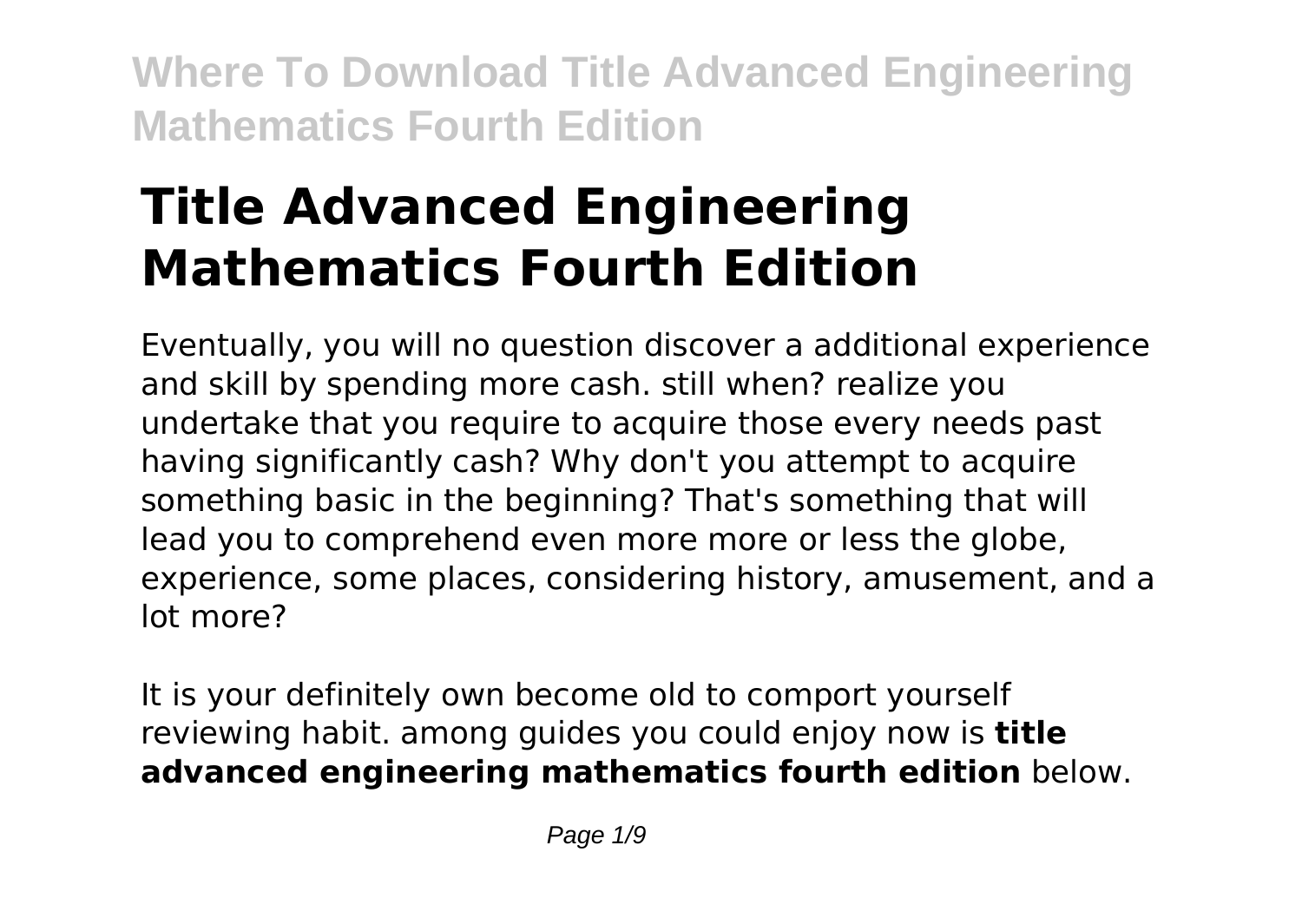# Title Advanced Engineering Mathematics Fourth Edition

Eventually, you will no question discover a additional experience and skill by spending more cash. still when? realize you undertake that you require to acquire those every needs past having significantly cash? Why don't you attempt to acquire something basic in the beginning? That's something that will lead you to comprehend even more more or less the globe, experience, some places, considering history, amusement, and a lot more?

It is your definitely own become old to comport yourself reviewing habit. among guides you could enjoy now is **title advanced engineering mathematics fourth edition** below.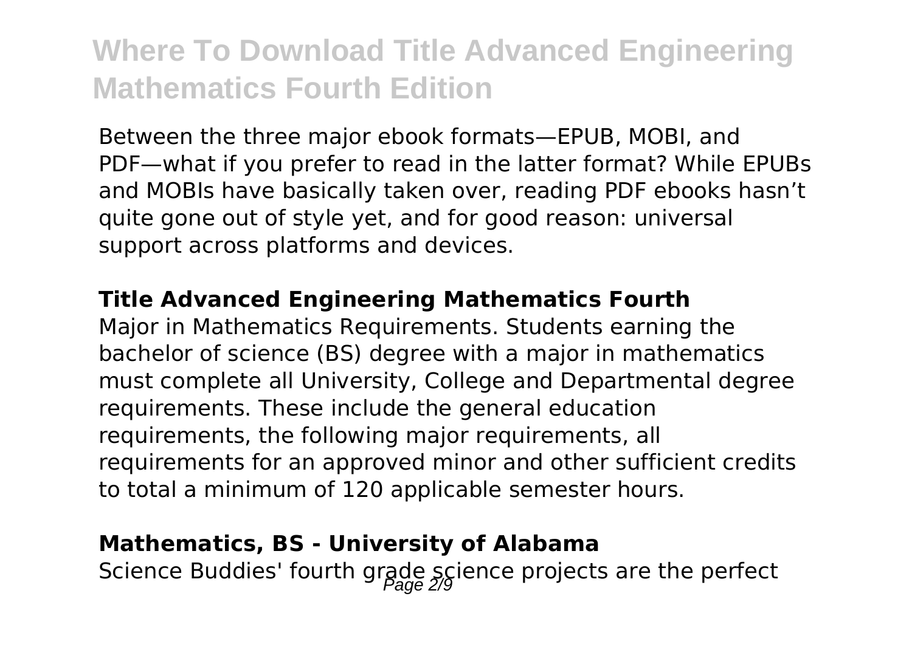Between the three major ebook formats—EPUB, MOBI, and PDF—what if you prefer to read in the latter format? While EPUBs and MOBIs have basically taken over, reading PDF ebooks hasn't quite gone out of style yet, and for good reason: universal support across platforms and devices.

### Title Advanced Engineering Mathematics Fourth

Major in Mathematics Requirements. Students earning the bachelor of science (BS) degree with a major in mathematics must complete all University, College and Departmental degree requirements. These include the general education requirements, the following major requirements, all requirements for an approved minor and other sufficient credits to total a minimum of 120 applicable semester hours.

### Mathematics, BS - University of Alabama

Science Buddies' fourth grade science projects are the perfect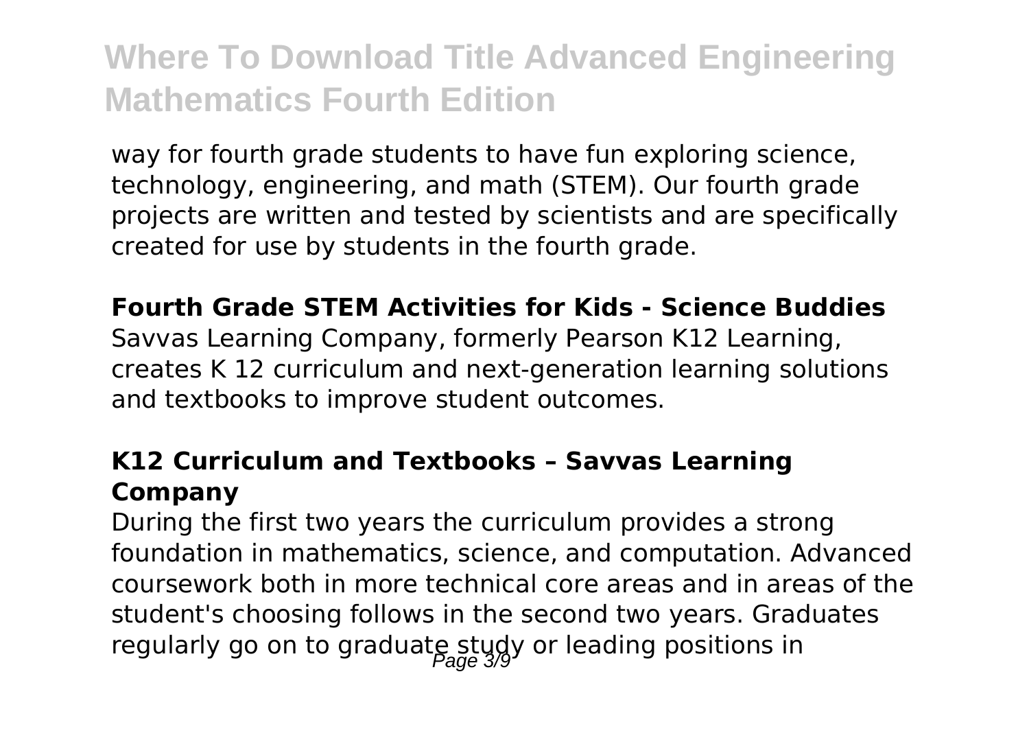way for fourth grade students to have fun exploring science, technology, engineering, and math (STEM). Our fourth grade projects are written and tested by scientists and are specifically created for use by students in the fourth grade.

**Fourth Grade STEM Activities for Kids - Science Buddies**

Savvas Learning Company, formerly Pearson K12 Learning, creates K 12 curriculum and next-generation learning solutions and textbooks to improve student outcomes.

**K12 Curriculum and Textbooks – Savvas Learning Company**

During the first two years the curriculum provides a strong foundation in mathematics, science, and computation. Advanced coursework both in more technical core areas and in areas of the student's choosing follows in the second two years. Graduates regularly go on to graduate study or leading positions in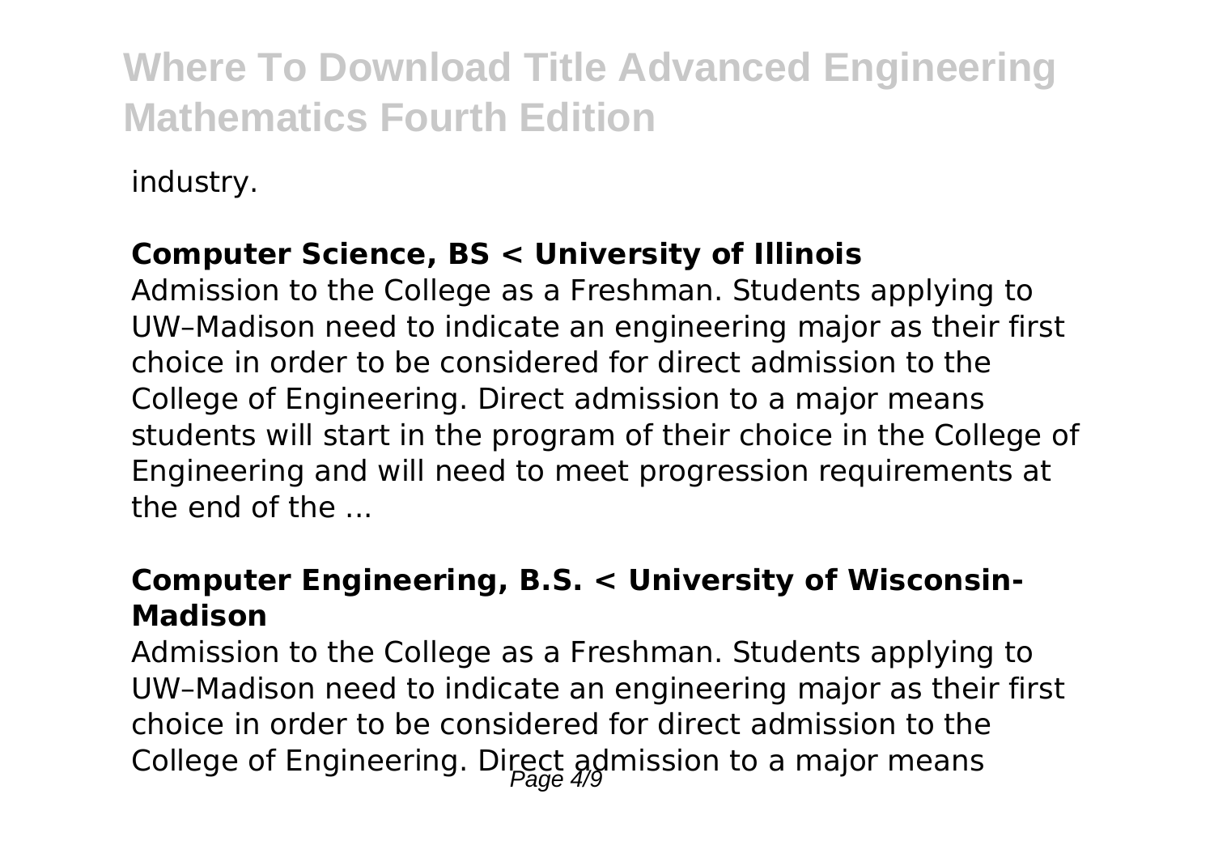industry.

**Computer Science, BS < University of Illinois**

Admission to the College as a Freshman. Students applying to UW–Madison need to indicate an engineering major as their first choice in order to be considered for direct admission to the College of Engineering. Direct admission to a major means students will start in the program of their choice in the College of Engineering and will need to meet progression requirements at the end of the ...

**Computer Engineering, B.S. < University of Wisconsin-Madison**

Admission to the College as a Freshman. Students applying to UW–Madison need to indicate an engineering major as their first choice in order to be considered for direct admission to the College of Engineering. Direct admission to a major means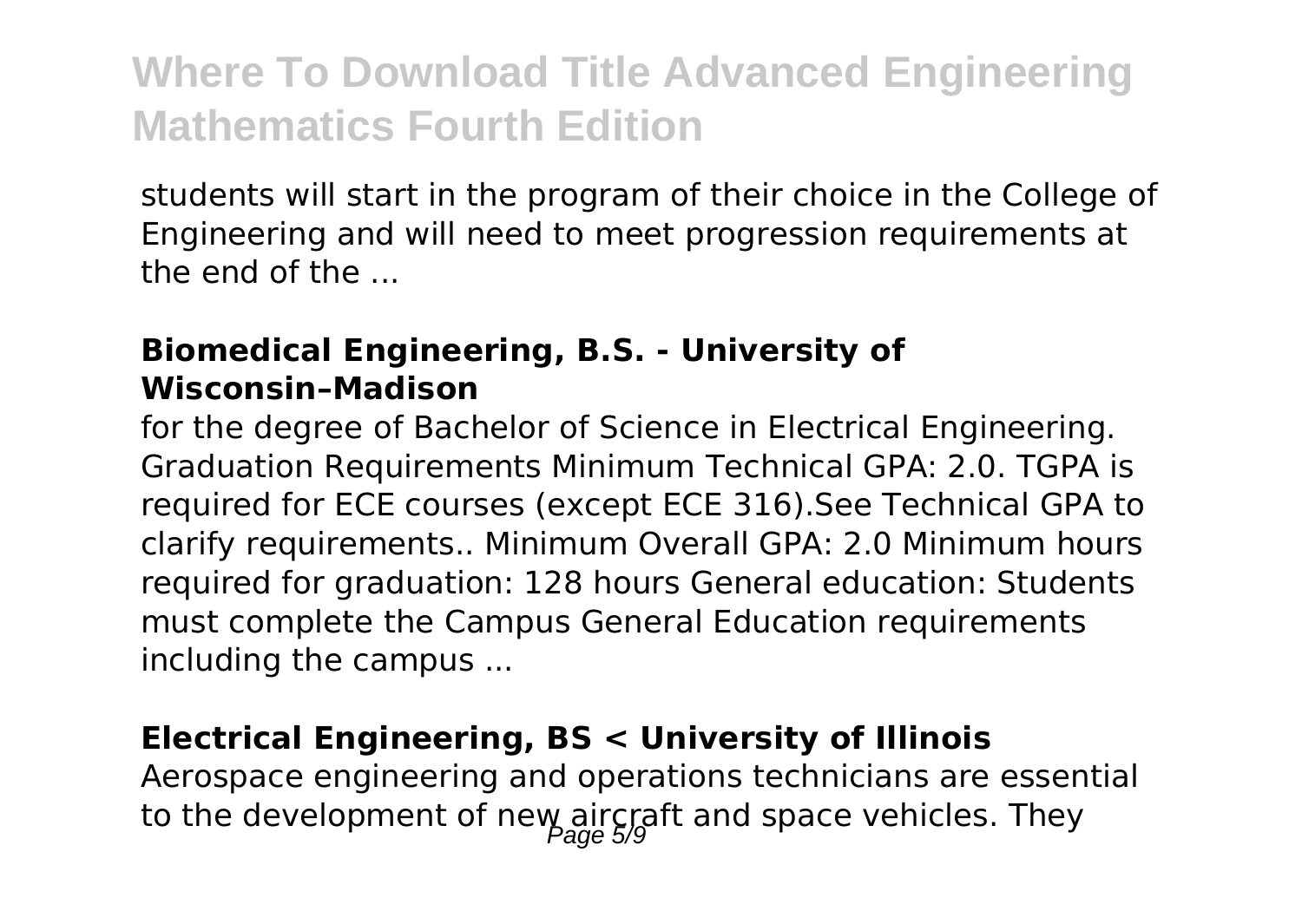students will start in the program of their choice in the College of Engineering and will need to meet progression requirements at the end of the ...

**Biomedical Engineering, B.S. - University of Wisconsin–Madison**

for the degree of Bachelor of Science in Electrical Engineering. Graduation Requirements Minimum Technical GPA: 2.0. TGPA is required for ECE courses (except ECE 316).See Technical GPA to clarify requirements.. Minimum Overall GPA: 2.0 Minimum hours required for graduation: 128 hours General education: Students must complete the Campus General Education requirements including the campus ...

**Electrical Engineering, BS < University of Illinois**

Aerospace engineering and operations technicians are essential to the development of new aircraft and space vehicles. They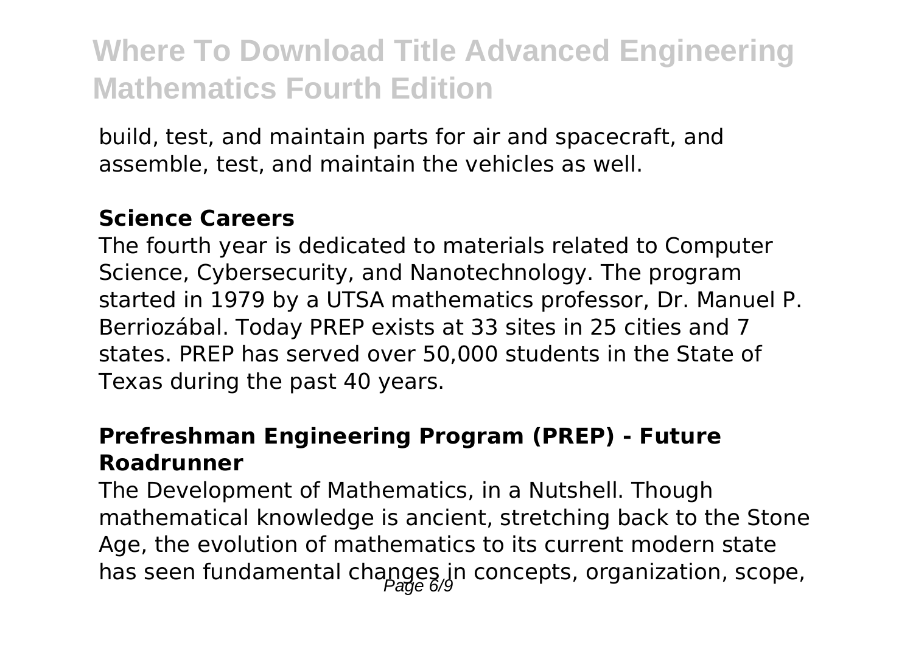build, test, and maintain parts for air and spacecraft, and assemble, test, and maintain the vehicles as well.

### Science Careers

The fourth year is dedicated to materials related to Computer Science, Cybersecurity, and Nanotechnology. The program started in 1979 by a UTSA mathematics professor, Dr. Manuel P. Berriozábal. Today PREP exists at 33 sites in 25 cities and 7 states. PREP has served over 50,000 students in the State of Texas during the past 40 years.

### Prefreshman Engineering Program (PREP) - Future Roadrunner

The Development of Mathematics, in a Nutshell. Though mathematical knowledge is ancient, stretching back to the Stone Age, the evolution of mathematics to its current modern state has seen fundamental changes in concepts, organization, scope,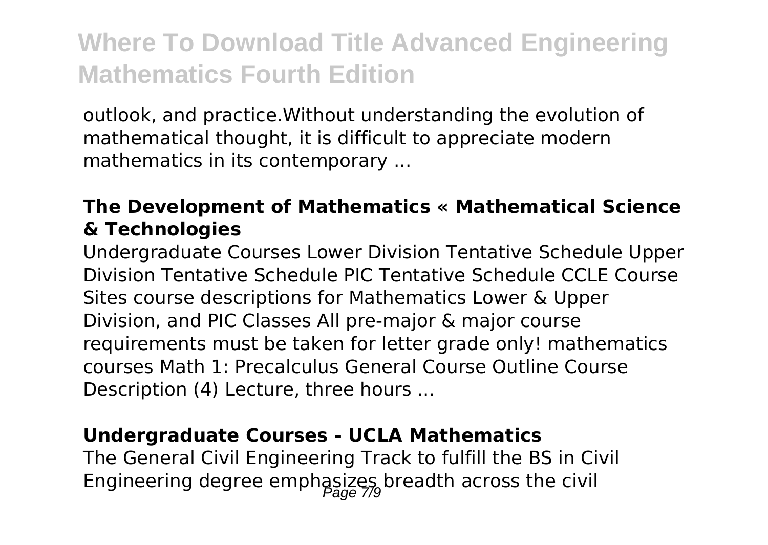outlook, and practice.Without understanding the evolution of mathematical thought, it is difficult to appreciate modern mathematics in its contemporary ...

**The Development of Mathematics « Mathematical Science & Technologies**

Undergraduate Courses Lower Division Tentative Schedule Upper Division Tentative Schedule PIC Tentative Schedule CCLE Course Sites course descriptions for Mathematics Lower & Upper Division, and PIC Classes All pre-major & major course requirements must be taken for letter grade only! mathematics courses Math 1: Precalculus General Course Outline Course Description (4) Lecture, three hours ...

**Undergraduate Courses - UCLA Mathematics**

The General Civil Engineering Track to fulfill the BS in Civil Engineering degree emphasizes breadth across the civil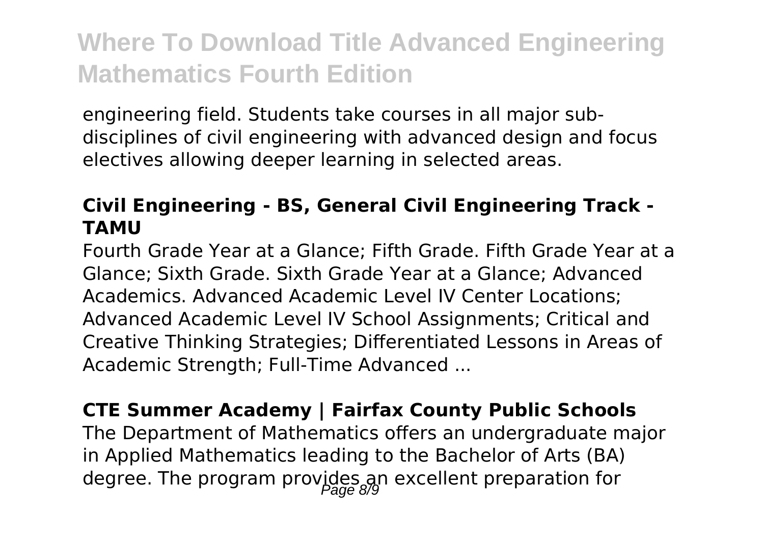engineering field. Students take courses in all major sub-disciplines of civil engineering with advanced design and focus electives allowing deeper learning in selected areas.

### **Civil Engineering - BS, General Civil Engineering Track - TAMU**

Fourth Grade Year at a Glance; Fifth Grade. Fifth Grade Year at a Glance; Sixth Grade. Sixth Grade Year at a Glance; Advanced Academics. Advanced Academic Level IV Center Locations; Advanced Academic Level IV School Assignments; Critical and Creative Thinking Strategies; Differentiated Lessons in Areas of Academic Strength; Full-Time Advanced ...

### **CTE Summer Academy | Fairfax County Public Schools**

The Department of Mathematics offers an undergraduate major in Applied Mathematics leading to the Bachelor of Arts (BA) degree. The program provides an excellent preparation for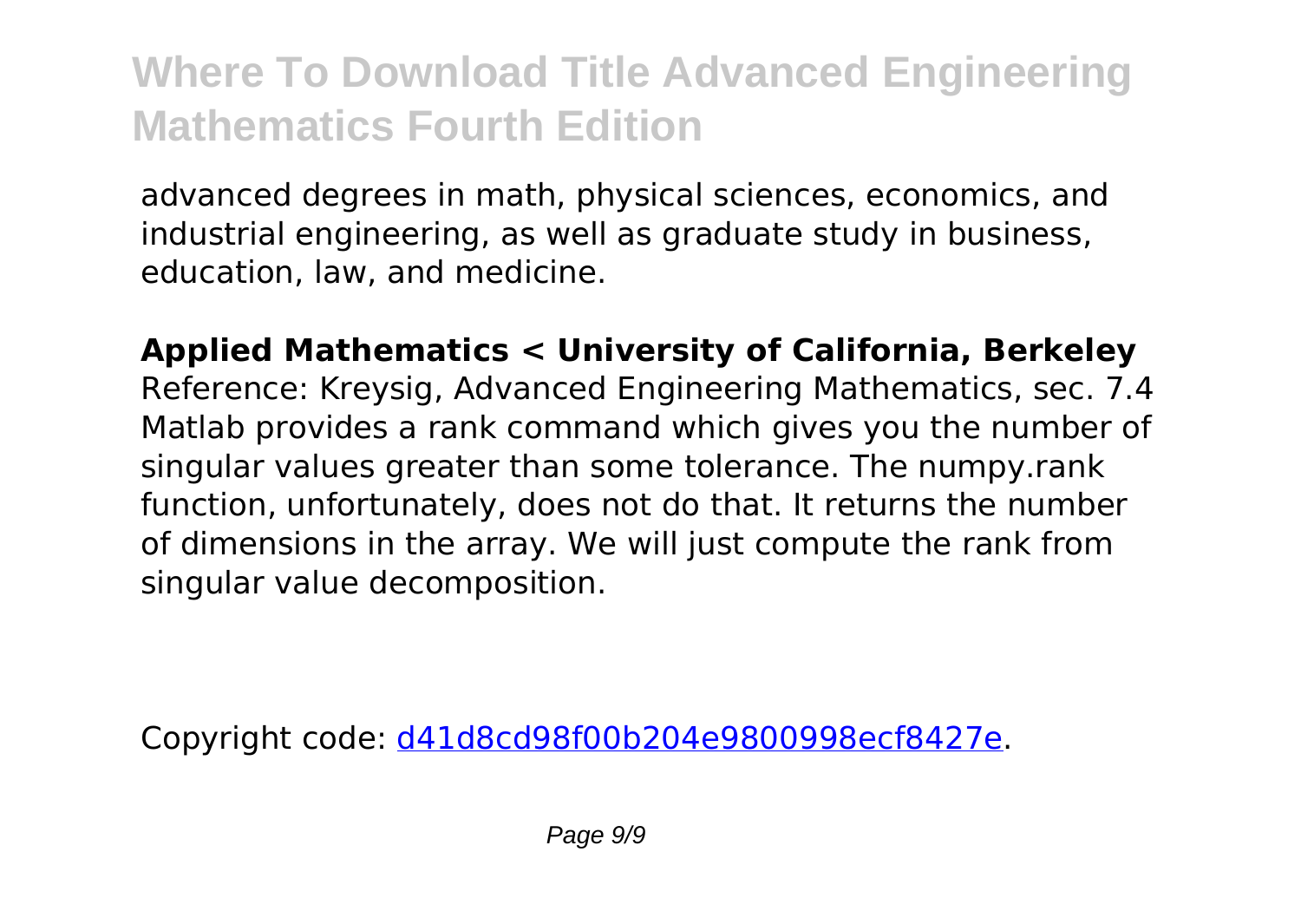advanced degrees in math, physical sciences, economics, and industrial engineering, as well as graduate study in business, education, law, and medicine.

**Applied Mathematics < University of California, Berkeley**
Reference: Kreysig, Advanced Engineering Mathematics, sec. 7.4 Matlab provides a rank command which gives you the number of singular values greater than some tolerance. The numpy.rank function, unfortunately, does not do that. It returns the number of dimensions in the array. We will just compute the rank from singular value decomposition.

Copyright code: d41d8cd98f00b204e9800998ecf8427e.